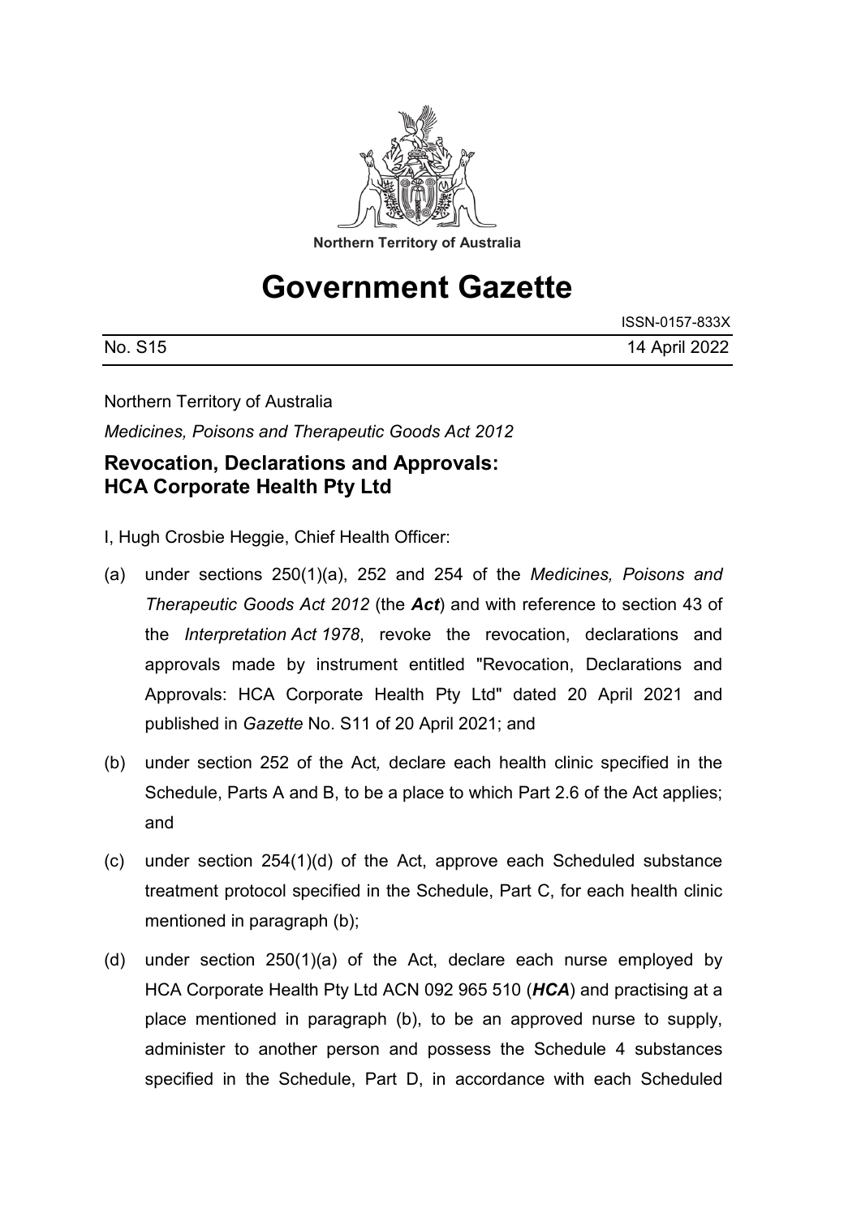Northern Territory of Australia

# Government Gazette

ISSN-0157-833X

No. S15 14 April 2022

Northern Territory of Australia

*Medicines, Poisons and Therapeutic Goods Act 2012*

## Revocation, Declarations and Approvals: HCA Corporate Health Pty Ltd

I, Hugh Crosbie Heggie, Chief Health Officer:

(a) under sections 250(1)(a), 252 and 254 of the *Medicines, Poisons and Therapeutic Goods Act 2012* (the ***Act***) and with reference to section 43 of the *Interpretation Act 1978*, revoke the revocation, declarations and approvals made by instrument entitled "Revocation, Declarations and Approvals: HCA Corporate Health Pty Ltd" dated 20 April 2021 and published in *Gazette* No. S11 of 20 April 2021; and

(b) under section 252 of the Act*,* declare each health clinic specified in the Schedule, Parts A and B, to be a place to which Part 2.6 of the Act applies; and

(c) under section 254(1)(d) of the Act, approve each Scheduled substance treatment protocol specified in the Schedule, Part C, for each health clinic mentioned in paragraph (b);

(d) under section 250(1)(a) of the Act, declare each nurse employed by HCA Corporate Health Pty Ltd ACN 092 965 510 (***HCA***) and practising at a place mentioned in paragraph (b), to be an approved nurse to supply, administer to another person and possess the Schedule 4 substances specified in the Schedule, Part D, in accordance with each Scheduled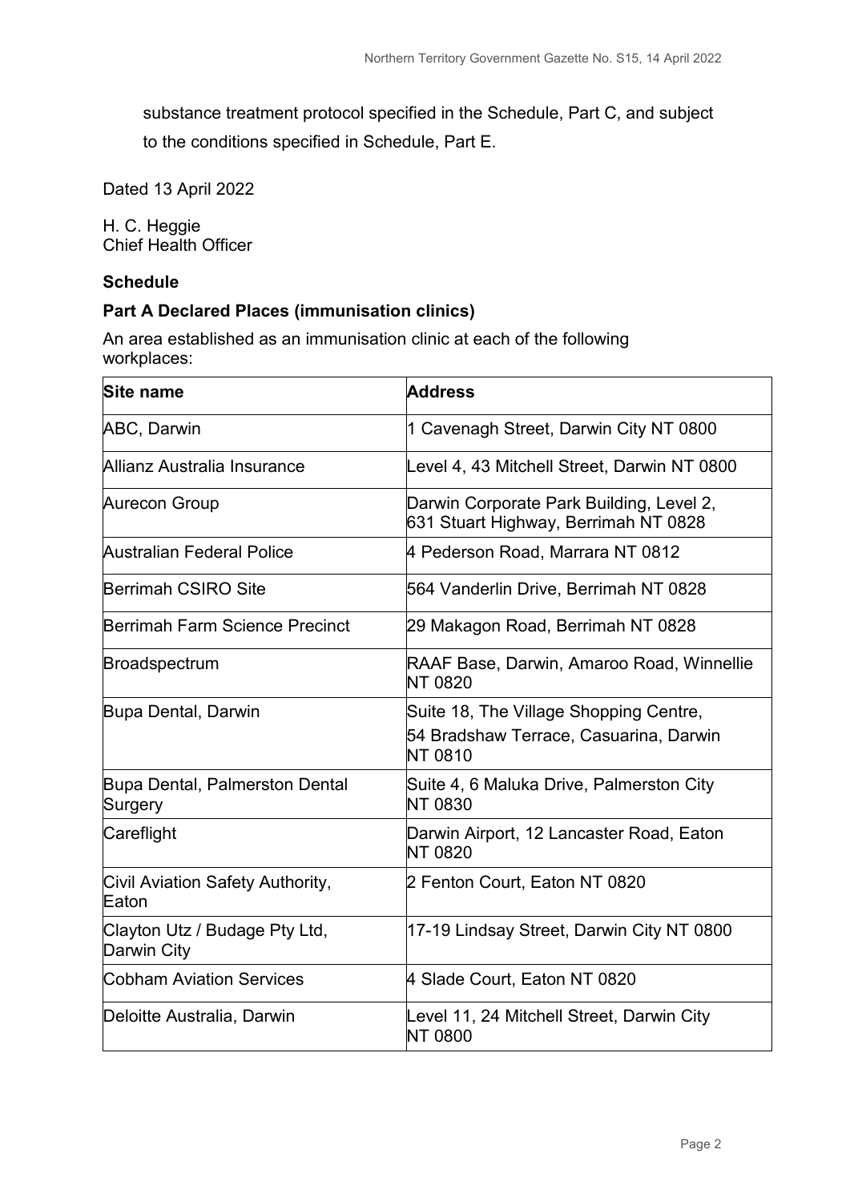substance treatment protocol specified in the Schedule, Part C, and subject to the conditions specified in Schedule, Part E.

Dated 13 April 2022

H. C. Heggie
Chief Health Officer

**Schedule**

**Part A Declared Places (immunisation clinics)**

An area established as an immunisation clinic at each of the following workplaces:

| Site name | Address |
|---|---|
| ABC, Darwin | 1 Cavenagh Street, Darwin City NT 0800 |
| Allianz Australia Insurance | Level 4, 43 Mitchell Street, Darwin NT 0800 |
| Aurecon Group | Darwin Corporate Park Building, Level 2, 631 Stuart Highway, Berrimah NT 0828 |
| Australian Federal Police | 4 Pederson Road, Marrara NT 0812 |
| Berrimah CSIRO Site | 564 Vanderlin Drive, Berrimah NT 0828 |
| Berrimah Farm Science Precinct | 29 Makagon Road, Berrimah NT 0828 |
| Broadspectrum | RAAF Base, Darwin, Amaroo Road, Winnellie NT 0820 |
| Bupa Dental, Darwin | Suite 18, The Village Shopping Centre, 54 Bradshaw Terrace, Casuarina, Darwin NT 0810 |
| Bupa Dental, Palmerston Dental Surgery | Suite 4, 6 Maluka Drive, Palmerston City NT 0830 |
| Careflight | Darwin Airport, 12 Lancaster Road, Eaton NT 0820 |
| Civil Aviation Safety Authority, Eaton | 2 Fenton Court, Eaton NT 0820 |
| Clayton Utz / Budage Pty Ltd, Darwin City | 17-19 Lindsay Street, Darwin City NT 0800 |
| Cobham Aviation Services | 4 Slade Court, Eaton NT 0820 |
| Deloitte Australia, Darwin | Level 11, 24 Mitchell Street, Darwin City NT 0800 |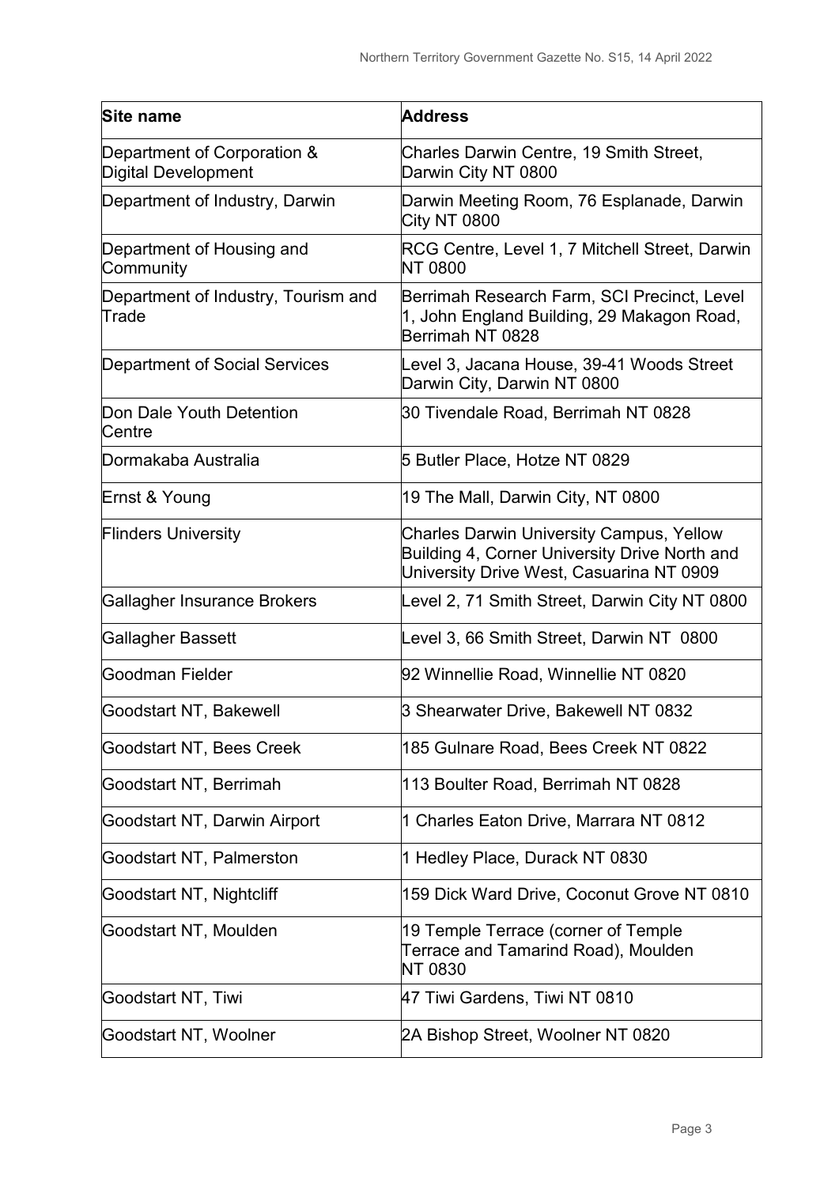| Site name | Address |
|---|---|
| Department of Corporation & Digital Development | Charles Darwin Centre, 19 Smith Street, Darwin City NT 0800 |
| Department of Industry, Darwin | Darwin Meeting Room, 76 Esplanade, Darwin City NT 0800 |
| Department of Housing and Community | RCG Centre, Level 1, 7 Mitchell Street, Darwin NT 0800 |
| Department of Industry, Tourism and Trade | Berrimah Research Farm, SCI Precinct, Level 1, John England Building, 29 Makagon Road, Berrimah NT 0828 |
| Department of Social Services | Level 3, Jacana House, 39-41 Woods Street Darwin City, Darwin NT 0800 |
| Don Dale Youth Detention Centre | 30 Tivendale Road, Berrimah NT 0828 |
| Dormakaba Australia | 5 Butler Place, Hotze NT 0829 |
| Ernst & Young | 19 The Mall, Darwin City, NT 0800 |
| Flinders University | Charles Darwin University Campus, Yellow Building 4, Corner University Drive North and University Drive West, Casuarina NT 0909 |
| Gallagher Insurance Brokers | Level 2, 71 Smith Street, Darwin City NT 0800 |
| Gallagher Bassett | Level 3, 66 Smith Street, Darwin NT 0800 |
| Goodman Fielder | 92 Winnellie Road, Winnellie NT 0820 |
| Goodstart NT, Bakewell | 3 Shearwater Drive, Bakewell NT 0832 |
| Goodstart NT, Bees Creek | 185 Gulnare Road, Bees Creek NT 0822 |
| Goodstart NT, Berrimah | 113 Boulter Road, Berrimah NT 0828 |
| Goodstart NT, Darwin Airport | 1 Charles Eaton Drive, Marrara NT 0812 |
| Goodstart NT, Palmerston | 1 Hedley Place, Durack NT 0830 |
| Goodstart NT, Nightcliff | 159 Dick Ward Drive, Coconut Grove NT 0810 |
| Goodstart NT, Moulden | 19 Temple Terrace (corner of Temple Terrace and Tamarind Road), Moulden NT 0830 |
| Goodstart NT, Tiwi | 47 Tiwi Gardens, Tiwi NT 0810 |
| Goodstart NT, Woolner | 2A Bishop Street, Woolner NT 0820 |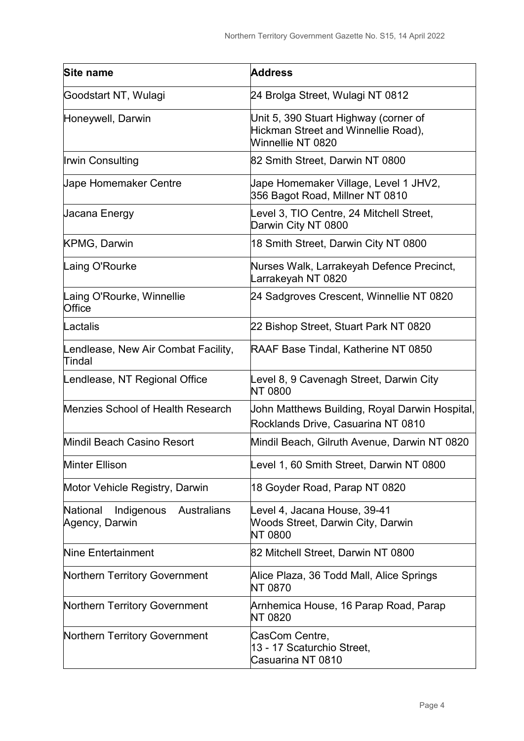| Site name | Address |
|---|---|
| Goodstart NT, Wulagi | 24 Brolga Street, Wulagi NT 0812 |
| Honeywell, Darwin | Unit 5, 390 Stuart Highway (corner of Hickman Street and Winnellie Road), Winnellie NT 0820 |
| Irwin Consulting | 82 Smith Street, Darwin NT 0800 |
| Jape Homemaker Centre | Jape Homemaker Village, Level 1 JHV2, 356 Bagot Road, Millner NT 0810 |
| Jacana Energy | Level 3, TIO Centre, 24 Mitchell Street, Darwin City NT 0800 |
| KPMG, Darwin | 18 Smith Street, Darwin City NT 0800 |
| Laing O'Rourke | Nurses Walk, Larrakeyah Defence Precinct, Larrakeyah NT 0820 |
| Laing O'Rourke, Winnellie Office | 24 Sadgroves Crescent, Winnellie NT 0820 |
| Lactalis | 22 Bishop Street, Stuart Park NT 0820 |
| Lendlease, New Air Combat Facility, Tindal | RAAF Base Tindal, Katherine NT 0850 |
| Lendlease, NT Regional Office | Level 8, 9 Cavenagh Street, Darwin City NT 0800 |
| Menzies School of Health Research | John Matthews Building, Royal Darwin Hospital, Rocklands Drive, Casuarina NT 0810 |
| Mindil Beach Casino Resort | Mindil Beach, Gilruth Avenue, Darwin NT 0820 |
| Minter Ellison | Level 1, 60 Smith Street, Darwin NT 0800 |
| Motor Vehicle Registry, Darwin | 18 Goyder Road, Parap NT 0820 |
| National Indigenous Australians Agency, Darwin | Level 4, Jacana House, 39-41 Woods Street, Darwin City, Darwin NT 0800 |
| Nine Entertainment | 82 Mitchell Street, Darwin NT 0800 |
| Northern Territory Government | Alice Plaza, 36 Todd Mall, Alice Springs NT 0870 |
| Northern Territory Government | Arnhemica House, 16 Parap Road, Parap NT 0820 |
| Northern Territory Government | CasCom Centre, 13 - 17 Scaturchio Street, Casuarina NT 0810 |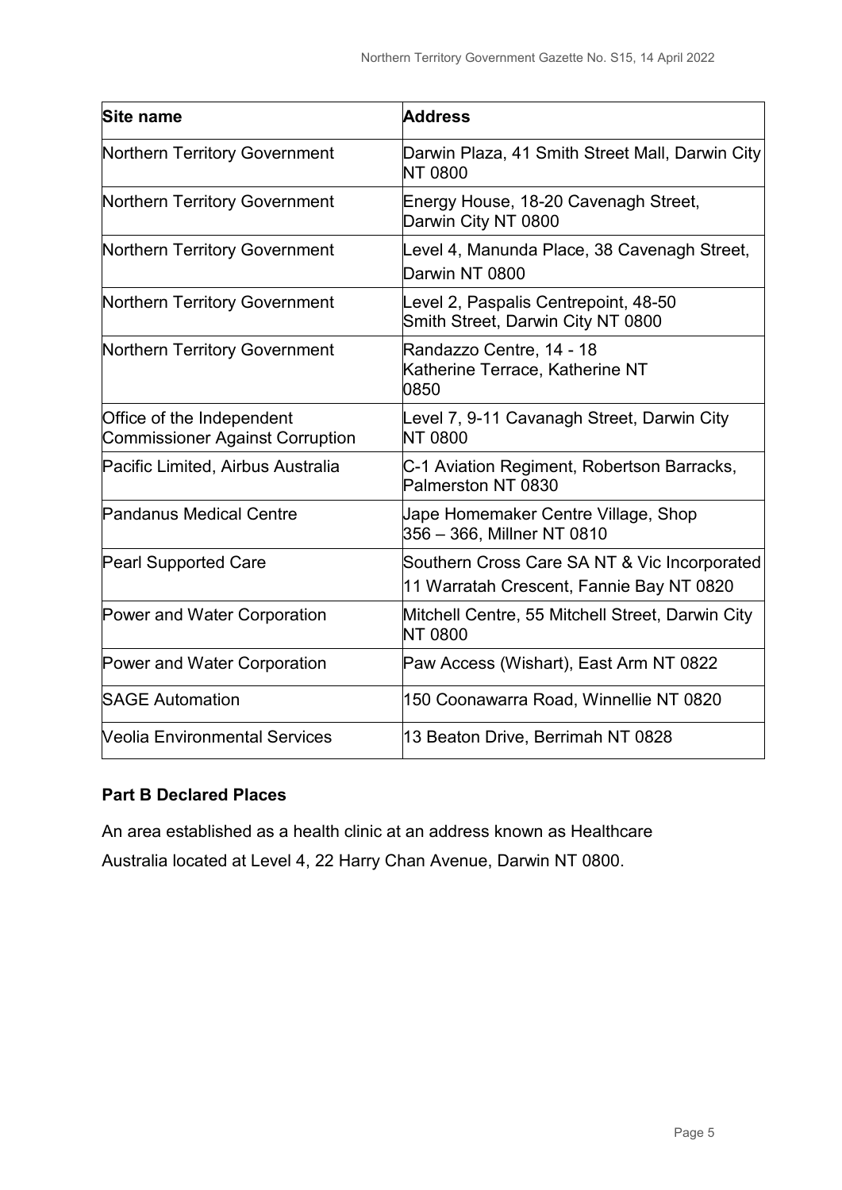| Site name | Address |
|---|---|
| Northern Territory Government | Darwin Plaza, 41 Smith Street Mall, Darwin City NT 0800 |
| Northern Territory Government | Energy House, 18-20 Cavenagh Street, Darwin City NT 0800 |
| Northern Territory Government | Level 4, Manunda Place, 38 Cavenagh Street, Darwin NT 0800 |
| Northern Territory Government | Level 2, Paspalis Centrepoint, 48-50 Smith Street, Darwin City NT 0800 |
| Northern Territory Government | Randazzo Centre, 14 - 18 Katherine Terrace, Katherine NT 0850 |
| Office of the Independent Commissioner Against Corruption | Level 7, 9-11 Cavanagh Street, Darwin City NT 0800 |
| Pacific Limited, Airbus Australia | C-1 Aviation Regiment, Robertson Barracks, Palmerston NT 0830 |
| Pandanus Medical Centre | Jape Homemaker Centre Village, Shop 356 – 366, Millner NT 0810 |
| Pearl Supported Care | Southern Cross Care SA NT & Vic Incorporated 11 Warratah Crescent, Fannie Bay NT 0820 |
| Power and Water Corporation | Mitchell Centre, 55 Mitchell Street, Darwin City NT 0800 |
| Power and Water Corporation | Paw Access (Wishart), East Arm NT 0822 |
| SAGE Automation | 150 Coonawarra Road, Winnellie NT 0820 |
| Veolia Environmental Services | 13 Beaton Drive, Berrimah NT 0828 |

**Part B Declared Places**

An area established as a health clinic at an address known as Healthcare Australia located at Level 4, 22 Harry Chan Avenue, Darwin NT 0800.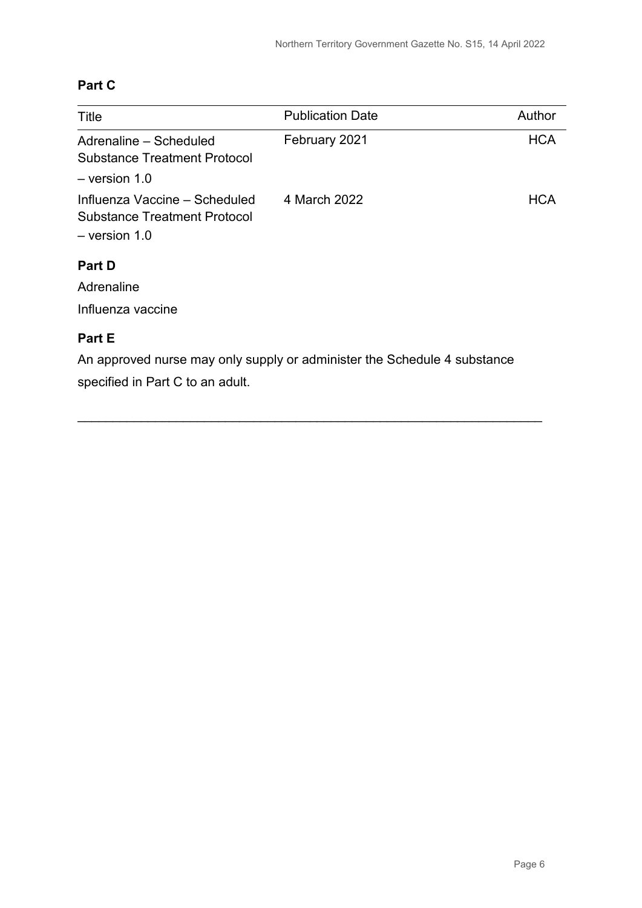**Part C**

| Title | Publication Date | Author |
|---|---|---|
| Adrenaline – Scheduled Substance Treatment Protocol – version 1.0 | February 2021 | HCA |
| Influenza Vaccine – Scheduled Substance Treatment Protocol – version 1.0 | 4 March 2022 | HCA |

**Part D**

Adrenaline

Influenza vaccine

**Part E**

An approved nurse may only supply or administer the Schedule 4 substance specified in Part C to an adult.

\_\_\_\_\_\_\_\_\_\_\_\_\_\_\_\_\_\_\_\_\_\_\_\_\_\_\_\_\_\_\_\_\_\_\_\_\_\_\_\_\_\_\_\_\_\_\_\_\_\_\_\_\_\_\_\_\_\_\_\_\_\_\_\_\_\_\_\_